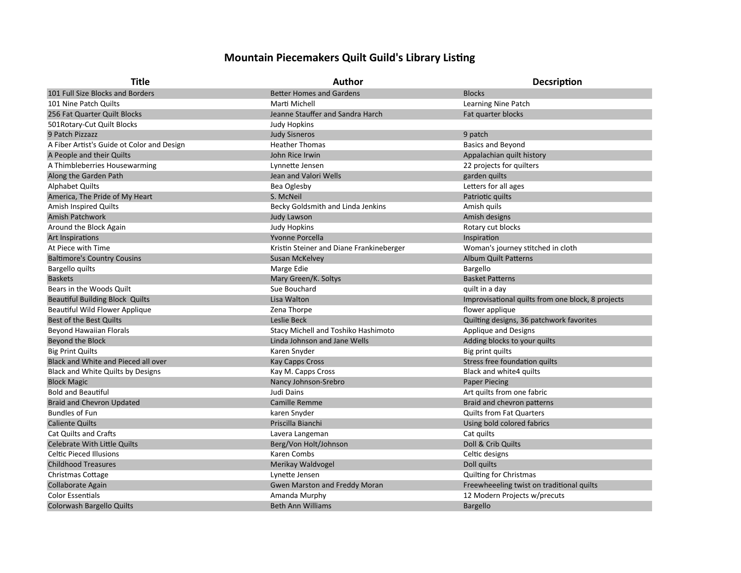# Mountain Piecemakers Quilt Guild's Library Listing

| Title | Author | Decsription |
| --- | --- | --- |
| 101 Full Size Blocks and Borders | Better Homes and Gardens | Blocks |
| 101 Nine Patch Quilts | Marti Michell | Learning Nine Patch |
| 256 Fat Quarter Quilt Blocks | Jeanne Stauffer and Sandra Harch | Fat quarter blocks |
| 501Rotary-Cut Quilt Blocks | Judy Hopkins | |
| 9 Patch Pizzazz | Judy Sisneros | 9 patch |
| A Fiber Artist's Guide ot Color and Design | Heather Thomas | Basics and Beyond |
| A People and their Quilts | John Rice Irwin | Appalachian quilt history |
| A Thimbleberries Housewarming | Lynnette Jensen | 22 projects for quilters |
| Along the Garden Path | Jean and Valori Wells | garden quilts |
| Alphabet Quilts | Bea Oglesby | Letters for all ages |
| America, The Pride of My Heart | S. McNeil | Patriotic quilts |
| Amish Inspired Quilts | Becky Goldsmith and Linda Jenkins | Amish quils |
| Amish Patchwork | Judy Lawson | Amish designs |
| Around the Block Again | Judy Hopkins | Rotary cut blocks |
| Art Inspirations | Yvonne Porcella | Inspiration |
| At Piece with Time | Kristin Steiner and Diane Frankineberger | Woman's journey stitched in cloth |
| Baltimore's Country Cousins | Susan McKelvey | Album Quilt Patterns |
| Bargello quilts | Marge Edie | Bargello |
| Baskets | Mary Green/K. Soltys | Basket Patterns |
| Bears in the Woods Quilt | Sue Bouchard | quilt in a day |
| Beautiful Building Block  Quilts | Lisa Walton | Improvisational quilts from one block, 8 projects |
| Beautiful Wild Flower Applique | Zena Thorpe | flower applique |
| Best of the Best Quilts | Leslie Beck | Quilting designs, 36 patchwork favorites |
| Beyond Hawaiian Florals | Stacy Michell and Toshiko Hashimoto | Applique and Designs |
| Beyond the Block | Linda Johnson and Jane Wells | Adding blocks to your quilts |
| Big Print Quilts | Karen Snyder | Big print quilts |
| Black and White and Pieced all over | Kay Capps Cross | Stress free foundation quilts |
| Black and White Quilts by Designs | Kay M. Capps Cross | Black and white4 quilts |
| Block Magic | Nancy Johnson-Srebro | Paper Piecing |
| Bold and Beautiful | Judi Dains | Art quilts from one fabric |
| Braid and Chevron Updated | Camille Remme | Braid and chevron patterns |
| Bundles of Fun | karen Snyder | Quilts from Fat Quarters |
| Caliente Quilts | Priscilla Bianchi | Using bold colored fabrics |
| Cat Quilts and Crafts | Lavera Langeman | Cat quilts |
| Celebrate With Little Quilts | Berg/Von Holt/Johnson | Doll & Crib Quilts |
| Celtic Pieced Illusions | Karen Combs | Celtic designs |
| Childhood Treasures | Merikay Waldvogel | Doll quilts |
| Christmas Cottage | Lynette Jensen | Quilting for Christmas |
| Collaborate Again | Gwen Marston and Freddy Moran | Freewheeeling twist on traditional quilts |
| Color Essentials | Amanda Murphy | 12 Modern Projects w/precuts |
| Colorwash Bargello Quilts | Beth Ann Williams | Bargello |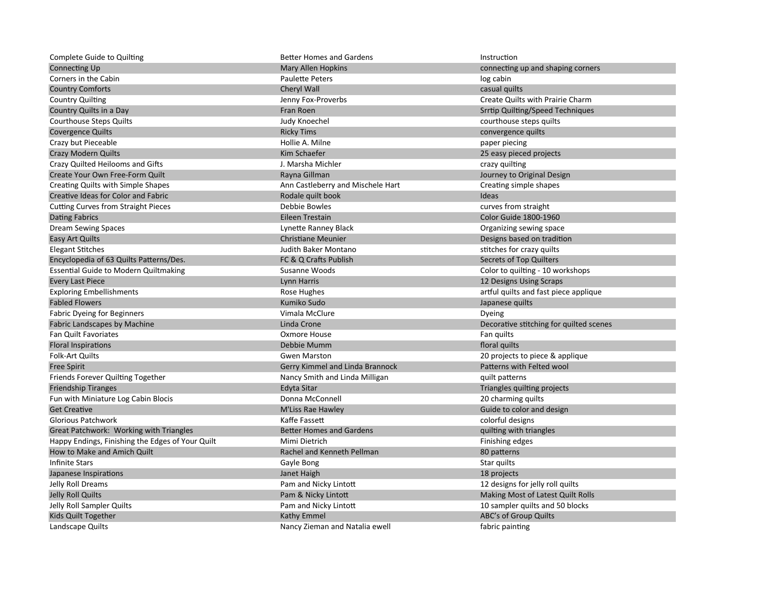| | | |
|---|---|---|
| Complete Guide to Quilting | Better Homes and Gardens | Instruction |
| Connecting Up | Mary Allen Hopkins | connecting up and shaping corners |
| Corners in the Cabin | Paulette Peters | log cabin |
| Country Comforts | Cheryl Wall | casual quilts |
| Country Quilting | Jenny Fox-Proverbs | Create Quilts with Prairie Charm |
| Country Quilts in a Day | Fran Roen | Srrtip Quilting/Speed Techniques |
| Courthouse Steps Quilts | Judy Knoechel | courthouse steps quilts |
| Covergence Quilts | Ricky Tims | convergence quilts |
| Crazy but Pieceable | Hollie A. Milne | paper piecing |
| Crazy Modern Quilts | Kim Schaefer | 25 easy pieced projects |
| Crazy Quilted Heilooms and Gifts | J. Marsha Michler | crazy quilting |
| Create Your Own Free-Form Quilt | Rayna Gillman | Journey to Original Design |
| Creating Quilts with Simple Shapes | Ann Castleberry and Mischele Hart | Creating simple shapes |
| Creative Ideas for Color and Fabric | Rodale quilt book | Ideas |
| Cutting Curves from Straight Pieces | Debbie Bowles | curves from straight |
| Dating Fabrics | Eileen Trestain | Color Guide 1800-1960 |
| Dream Sewing Spaces | Lynette Ranney Black | Organizing sewing space |
| Easy Art Quilts | Christiane Meunier | Designs based on tradition |
| Elegant Stitches | Judith Baker Montano | stitches for crazy quilts |
| Encyclopedia of 63 Quilts Patterns/Des. | FC & Q Crafts Publish | Secrets of Top Quilters |
| Essential Guide to Modern Quiltmaking | Susanne Woods | Color to quilting - 10 workshops |
| Every Last Piece | Lynn Harris | 12 Designs Using Scraps |
| Exploring Embellishments | Rose Hughes | artful quilts and fast piece applique |
| Fabled Flowers | Kumiko Sudo | Japanese quilts |
| Fabric Dyeing for Beginners | Vimala McClure | Dyeing |
| Fabric Landscapes by Machine | Linda Crone | Decorative stitching for quilted scenes |
| Fan Quilt Favoriates | Oxmore House | Fan quilts |
| Floral Inspirations | Debbie Mumm | floral quilts |
| Folk-Art Quilts | Gwen Marston | 20 projects to piece & applique |
| Free Spirit | Gerry Kimmel and Linda Brannock | Patterns with Felted wool |
| Friends Forever Quilting Together | Nancy Smith and Linda Milligan | quilt patterns |
| Friendship Tiranges | Edyta Sitar | Triangles quilting projects |
| Fun with Miniature Log Cabin Blocis | Donna McConnell | 20 charming quilts |
| Get Creative | M'Liss Rae Hawley | Guide to color and design |
| Glorious Patchwork | Kaffe Fassett | colorful designs |
| Great Patchwork: Working with Triangles | Better Homes and Gardens | quilting with triangles |
| Happy Endings, Finishing the Edges of Your Quilt | Mimi Dietrich | Finishing edges |
| How to Make and Amich Quilt | Rachel and Kenneth Pellman | 80 patterns |
| Infinite Stars | Gayle Bong | Star quilts |
| Japanese Inspirations | Janet Haigh | 18 projects |
| Jelly Roll Dreams | Pam and Nicky Lintott | 12 designs for jelly roll quilts |
| Jelly Roll Quilts | Pam & Nicky Lintott | Making Most of Latest Quilt Rolls |
| Jelly Roll Sampler Quilts | Pam and Nicky Lintott | 10 sampler quilts and 50 blocks |
| Kids Quilt Together | Kathy Emmel | ABC's of Group Quilts |
| Landscape Quilts | Nancy Zieman and Natalia ewell | fabric painting |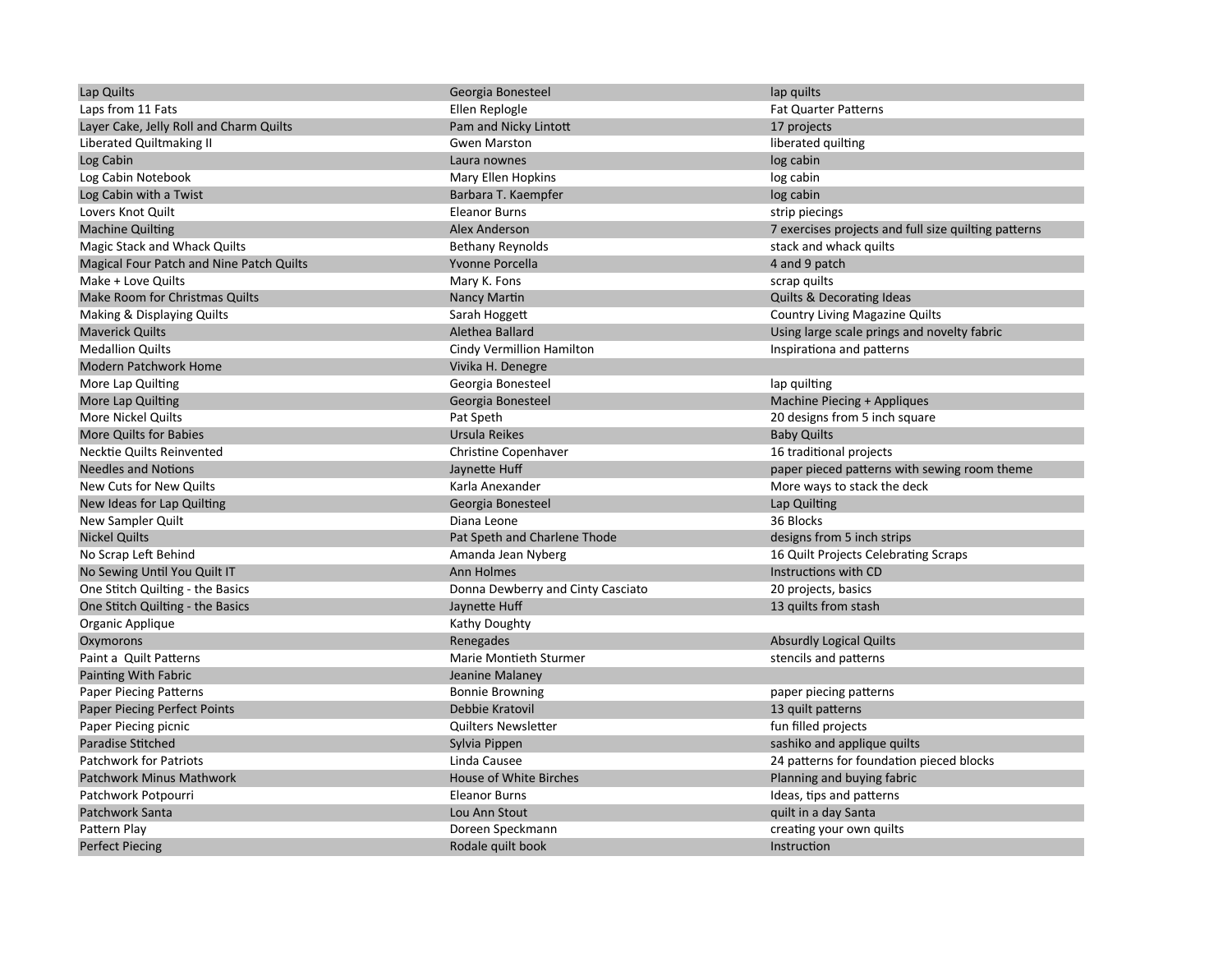| | | |
|---|---|---|
| Lap Quilts | Georgia Bonesteel | lap quilts |
| Laps from 11 Fats | Ellen Replogle | Fat Quarter Patterns |
| Layer Cake, Jelly Roll and Charm Quilts | Pam and Nicky Lintott | 17 projects |
| Liberated Quiltmaking II | Gwen Marston | liberated quilting |
| Log Cabin | Laura nownes | log cabin |
| Log Cabin Notebook | Mary Ellen Hopkins | log cabin |
| Log Cabin with a Twist | Barbara T. Kaempfer | log cabin |
| Lovers Knot Quilt | Eleanor Burns | strip piecings |
| Machine Quilting | Alex Anderson | 7 exercises projects and full size quilting patterns |
| Magic Stack and Whack Quilts | Bethany Reynolds | stack and whack quilts |
| Magical Four Patch and Nine Patch Quilts | Yvonne Porcella | 4 and 9 patch |
| Make + Love Quilts | Mary K. Fons | scrap quilts |
| Make Room for Christmas Quilts | Nancy Martin | Quilts & Decorating Ideas |
| Making & Displaying Quilts | Sarah Hoggett | Country Living Magazine Quilts |
| Maverick Quilts | Alethea Ballard | Using large scale prings and novelty fabric |
| Medallion Quilts | Cindy Vermillion Hamilton | Inspirationa and patterns |
| Modern Patchwork Home | Vivika H. Denegre | |
| More Lap Quilting | Georgia Bonesteel | lap quilting |
| More Lap Quilting | Georgia Bonesteel | Machine Piecing + Appliques |
| More Nickel Quilts | Pat Speth | 20 designs from 5 inch square |
| More Quilts for Babies | Ursula Reikes | Baby Quilts |
| Necktie Quilts Reinvented | Christine Copenhaver | 16 traditional projects |
| Needles and Notions | Jaynette Huff | paper pieced patterns with sewing room theme |
| New Cuts for New Quilts | Karla Anexander | More ways to stack the deck |
| New Ideas for Lap Quilting | Georgia Bonesteel | Lap Quilting |
| New Sampler Quilt | Diana Leone | 36 Blocks |
| Nickel Quilts | Pat Speth and Charlene Thode | designs from 5 inch strips |
| No Scrap Left Behind | Amanda Jean Nyberg | 16 Quilt Projects Celebrating Scraps |
| No Sewing Until You Quilt IT | Ann Holmes | Instructions with CD |
| One Stitch Quilting - the Basics | Donna Dewberry and Cinty Casciato | 20 projects, basics |
| One Stitch Quilting - the Basics | Jaynette Huff | 13 quilts from stash |
| Organic Applique | Kathy Doughty | |
| Oxymorons | Renegades | Absurdly Logical Quilts |
| Paint a Quilt Patterns | Marie Montieth Sturmer | stencils and patterns |
| Painting With Fabric | Jeanine Malaney | |
| Paper Piecing Patterns | Bonnie Browning | paper piecing patterns |
| Paper Piecing Perfect Points | Debbie Kratovil | 13 quilt patterns |
| Paper Piecing picnic | Quilters Newsletter | fun filled projects |
| Paradise Stitched | Sylvia Pippen | sashiko and applique quilts |
| Patchwork for Patriots | Linda Causee | 24 patterns for foundation pieced blocks |
| Patchwork Minus Mathwork | House of White Birches | Planning and buying fabric |
| Patchwork Potpourri | Eleanor Burns | Ideas, tips and patterns |
| Patchwork Santa | Lou Ann Stout | quilt in a day Santa |
| Pattern Play | Doreen Speckmann | creating your own quilts |
| Perfect Piecing | Rodale quilt book | Instruction |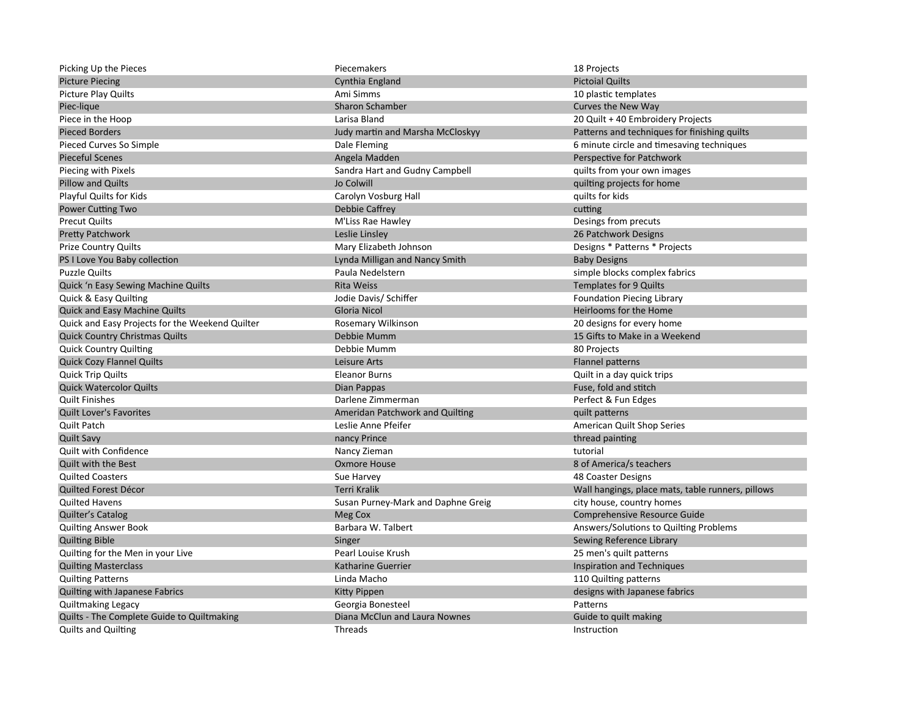| | | |
|---|---|---|
| Picking Up the Pieces | Piecemakers | 18 Projects |
| Picture Piecing | Cynthia England | Pictoial Quilts |
| Picture Play Quilts | Ami Simms | 10 plastic templates |
| Piec-lique | Sharon Schamber | Curves the New Way |
| Piece in the Hoop | Larisa Bland | 20 Quilt + 40 Embroidery Projects |
| Pieced Borders | Judy martin and Marsha McCloskyy | Patterns and techniques for finishing quilts |
| Pieced Curves So Simple | Dale Fleming | 6 minute circle and timesaving techniques |
| Pieceful Scenes | Angela Madden | Perspective for Patchwork |
| Piecing with Pixels | Sandra Hart and Gudny Campbell | quilts from your own images |
| Pillow and Quilts | Jo Colwill | quilting projects for home |
| Playful Quilts for Kids | Carolyn Vosburg Hall | quilts for kids |
| Power Cutting Two | Debbie Caffrey | cutting |
| Precut Quilts | M'Liss Rae Hawley | Desings from precuts |
| Pretty Patchwork | Leslie Linsley | 26 Patchwork Designs |
| Prize Country Quilts | Mary Elizabeth Johnson | Designs * Patterns * Projects |
| PS I Love You Baby collection | Lynda Milligan and Nancy Smith | Baby Designs |
| Puzzle Quilts | Paula Nedelstern | simple blocks complex fabrics |
| Quick 'n Easy Sewing Machine Quilts | Rita Weiss | Templates for 9 Quilts |
| Quick & Easy Quilting | Jodie Davis/ Schiffer | Foundation Piecing Library |
| Quick and Easy Machine Quilts | Gloria Nicol | Heirlooms for the Home |
| Quick and Easy Projects for the Weekend Quilter | Rosemary Wilkinson | 20 designs for every home |
| Quick Country Christmas Quilts | Debbie Mumm | 15 Gifts to Make in a Weekend |
| Quick Country Quilting | Debbie Mumm | 80 Projects |
| Quick Cozy Flannel Quilts | Leisure Arts | Flannel patterns |
| Quick Trip Quilts | Eleanor Burns | Quilt in a day quick trips |
| Quick Watercolor Quilts | Dian Pappas | Fuse, fold and stitch |
| Quilt Finishes | Darlene Zimmerman | Perfect & Fun Edges |
| Quilt Lover's Favorites | Ameridan Patchwork and Quilting | quilt patterns |
| Quilt Patch | Leslie Anne Pfeifer | American Quilt Shop Series |
| Quilt Savy | nancy Prince | thread painting |
| Quilt with Confidence | Nancy Zieman | tutorial |
| Quilt with the Best | Oxmore House | 8 of America/s teachers |
| Quilted Coasters | Sue Harvey | 48 Coaster Designs |
| Quilted Forest Décor | Terri Kralik | Wall hangings, place mats, table runners, pillows |
| Quilted Havens | Susan Purney-Mark and Daphne Greig | city house, country homes |
| Quilter's Catalog | Meg Cox | Comprehensive Resource Guide |
| Quilting Answer Book | Barbara W. Talbert | Answers/Solutions to Quilting Problems |
| Quilting Bible | Singer | Sewing Reference Library |
| Quilting for the Men in your Live | Pearl Louise Krush | 25 men's quilt patterns |
| Quilting Masterclass | Katharine Guerrier | Inspiration and Techniques |
| Quilting Patterns | Linda Macho | 110 Quilting patterns |
| Quilting with Japanese Fabrics | Kitty Pippen | designs with Japanese fabrics |
| Quiltmaking Legacy | Georgia Bonesteel | Patterns |
| Quilts - The Complete Guide to Quiltmaking | Diana McClun and Laura Nownes | Guide to quilt making |
| Quilts and Quilting | Threads | Instruction |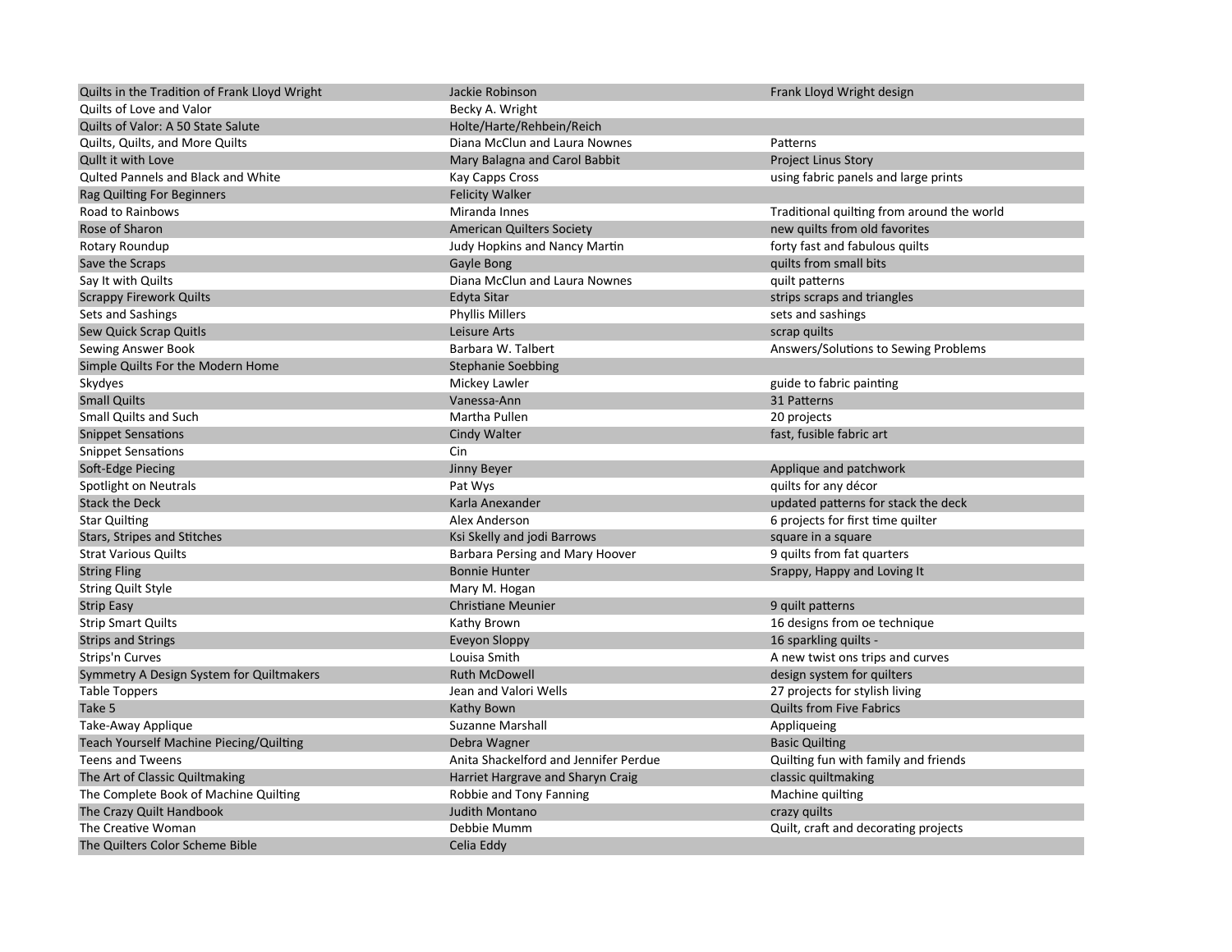| | | |
|---|---|---|
| Quilts in the Tradition of Frank Lloyd Wright | Jackie Robinson | Frank Lloyd Wright design |
| Quilts of Love and Valor | Becky A. Wright | |
| Quilts of Valor: A 50 State Salute | Holte/Harte/Rehbein/Reich | |
| Quilts, Quilts, and More Quilts | Diana McClun and Laura Nownes | Patterns |
| Qullt it with Love | Mary Balagna and Carol Babbit | Project Linus Story |
| Qulted Pannels and Black and White | Kay Capps Cross | using fabric panels and large prints |
| Rag Quilting For Beginners | Felicity Walker | |
| Road to Rainbows | Miranda Innes | Traditional quilting from around the world |
| Rose of Sharon | American Quilters Society | new quilts from old favorites |
| Rotary Roundup | Judy Hopkins and Nancy Martin | forty fast and fabulous quilts |
| Save the Scraps | Gayle Bong | quilts from small bits |
| Say It with Quilts | Diana McClun and Laura Nownes | quilt patterns |
| Scrappy Firework Quilts | Edyta Sitar | strips scraps and triangles |
| Sets and Sashings | Phyllis Millers | sets and sashings |
| Sew Quick Scrap Quitls | Leisure Arts | scrap quilts |
| Sewing Answer Book | Barbara W. Talbert | Answers/Solutions to Sewing Problems |
| Simple Quilts For the Modern Home | Stephanie Soebbing | |
| Skydyes | Mickey Lawler | guide to fabric painting |
| Small Quilts | Vanessa-Ann | 31 Patterns |
| Small Quilts and Such | Martha Pullen | 20 projects |
| Snippet Sensations | Cindy Walter | fast, fusible fabric art |
| Snippet Sensations | Cin | |
| Soft-Edge Piecing | Jinny Beyer | Applique and patchwork |
| Spotlight on Neutrals | Pat Wys | quilts for any décor |
| Stack the Deck | Karla Anexander | updated patterns for stack the deck |
| Star Quilting | Alex Anderson | 6 projects for first time quilter |
| Stars, Stripes and Stitches | Ksi Skelly and jodi Barrows | square in a square |
| Strat Various Quilts | Barbara Persing and Mary Hoover | 9 quilts from fat quarters |
| String Fling | Bonnie Hunter | Srappy, Happy and Loving It |
| String Quilt Style | Mary M. Hogan | |
| Strip Easy | Christiane Meunier | 9 quilt patterns |
| Strip Smart Quilts | Kathy Brown | 16 designs from oe technique |
| Strips and Strings | Eveyon Sloppy | 16 sparkling quilts - |
| Strips'n Curves | Louisa Smith | A new twist ons trips and curves |
| Symmetry A Design System for Quiltmakers | Ruth McDowell | design system for quilters |
| Table Toppers | Jean and Valori Wells | 27 projects for stylish living |
| Take 5 | Kathy Bown | Quilts from Five Fabrics |
| Take-Away Applique | Suzanne Marshall | Appliqueing |
| Teach Yourself Machine Piecing/Quilting | Debra Wagner | Basic Quilting |
| Teens and Tweens | Anita Shackelford and Jennifer Perdue | Quilting fun with family and friends |
| The Art of Classic Quiltmaking | Harriet Hargrave and Sharyn Craig | classic quiltmaking |
| The Complete Book of Machine Quilting | Robbie and Tony Fanning | Machine quilting |
| The Crazy Quilt Handbook | Judith Montano | crazy quilts |
| The Creative Woman | Debbie Mumm | Quilt, craft and decorating projects |
| The Quilters Color Scheme Bible | Celia Eddy | |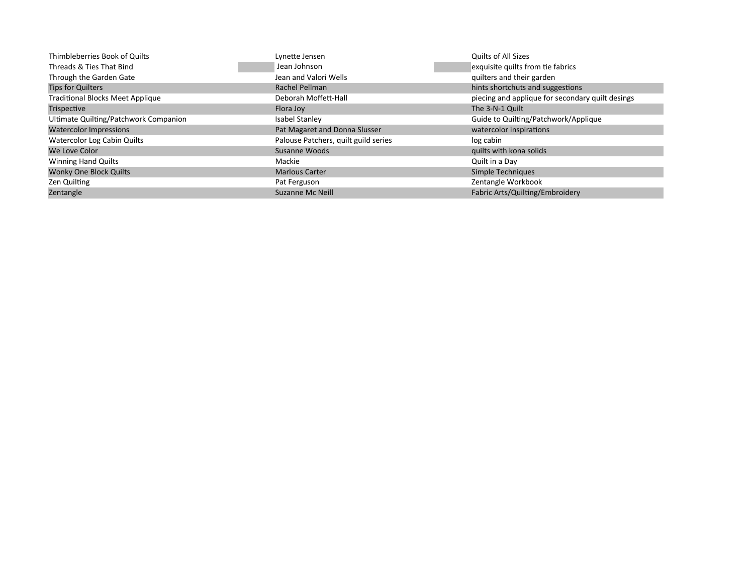| | | |
|---|---|---|
| Thimbleberries Book of Quilts | Lynette Jensen | Quilts of All Sizes |
| Threads & Ties That Bind | Jean Johnson | exquisite quilts from tie fabrics |
| Through the Garden Gate | Jean and Valori Wells | quilters and their garden |
| Tips for Quilters | Rachel Pellman | hints shortchuts and suggestions |
| Traditional Blocks Meet Applique | Deborah Moffett-Hall | piecing and applique for secondary quilt desings |
| Trispective | Flora Joy | The 3-N-1 Quilt |
| Ultimate Quilting/Patchwork Companion | Isabel Stanley | Guide to Quilting/Patchwork/Applique |
| Watercolor Impressions | Pat Magaret and Donna Slusser | watercolor inspirations |
| Watercolor Log Cabin Quilts | Palouse Patchers, quilt guild series | log cabin |
| We Love Color | Susanne Woods | quilts with kona solids |
| Winning Hand Quilts | Mackie | Quilt in a Day |
| Wonky One Block Quilts | Marlous Carter | Simple Techniques |
| Zen Quilting | Pat Ferguson | Zentangle Workbook |
| Zentangle | Suzanne Mc Neill | Fabric Arts/Quilting/Embroidery |